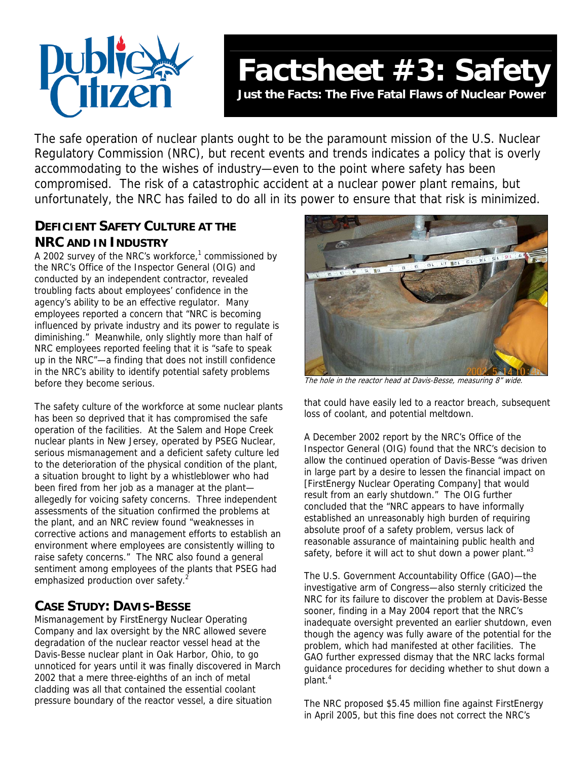# Factsheet #3: Safety

**Just the Facts: The Five Fatal Flaws of Nuclear Power**

The safe operation of nuclear plants ought to be the paramount mission of the U.S. Nuclear Regulatory Commission (NRC), but recent events and trends indicates a policy that is overly accommodating to the wishes of industry—even to the point where safety has been compromised. The risk of a catastrophic accident at a nuclear power plant remains, but unfortunately, the NRC has failed to do all in its power to ensure that that risk is minimized.

## DEFICIENT SAFETY CULTURE AT THE NRC AND IN INDUSTRY

A 2002 survey of the NRC's workforce,[1] commissioned by the NRC's Office of the Inspector General (OIG) and conducted by an independent contractor, revealed troubling facts about employees' confidence in the agency's ability to be an effective regulator. Many employees reported a concern that "NRC is becoming influenced by private industry and its power to regulate is diminishing." Meanwhile, only slightly more than half of NRC employees reported feeling that it is "safe to speak up in the NRC"—a finding that does not instill confidence in the NRC's ability to identify potential safety problems before they become serious.

The safety culture of the workforce at some nuclear plants has been so deprived that it has compromised the safe operation of the facilities. At the Salem and Hope Creek nuclear plants in New Jersey, operated by PSEG Nuclear, serious mismanagement and a deficient safety culture led to the deterioration of the physical condition of the plant, a situation brought to light by a whistleblower who had been fired from her job as a manager at the plant—allegedly for voicing safety concerns. Three independent assessments of the situation confirmed the problems at the plant, and an NRC review found "weaknesses in corrective actions and management efforts to establish an environment where employees are consistently willing to raise safety concerns." The NRC also found a general sentiment among employees of the plants that PSEG had emphasized production over safety.[2]

## CASE STUDY: DAVIS-BESSE

Mismanagement by FirstEnergy Nuclear Operating Company and lax oversight by the NRC allowed severe degradation of the nuclear reactor vessel head at the Davis-Besse nuclear plant in Oak Harbor, Ohio, to go unnoticed for years until it was finally discovered in March 2002 that a mere three-eighths of an inch of metal cladding was all that contained the essential coolant pressure boundary of the reactor vessel, a dire situation that could have easily led to a reactor breach, subsequent loss of coolant, and potential meltdown.

*The hole in the reactor head at Davis-Besse, measuring 8" wide.*

A December 2002 report by the NRC's Office of the Inspector General (OIG) found that the NRC's decision to allow the continued operation of Davis-Besse "was driven in large part by a desire to lessen the financial impact on [FirstEnergy Nuclear Operating Company] that would result from an early shutdown." The OIG further concluded that the "NRC appears to have informally established an unreasonably high burden of requiring absolute proof of a safety problem, versus lack of reasonable assurance of maintaining public health and safety, before it will act to shut down a power plant."[3]

The U.S. Government Accountability Office (GAO)—the investigative arm of Congress—also sternly criticized the NRC for its failure to discover the problem at Davis-Besse sooner, finding in a May 2004 report that the NRC's inadequate oversight prevented an earlier shutdown, even though the agency was fully aware of the potential for the problem, which had manifested at other facilities. The GAO further expressed dismay that the NRC lacks formal guidance procedures for deciding whether to shut down a plant.[4]

The NRC proposed $5.45 million fine against FirstEnergy in April 2005, but this fine does not correct the NRC's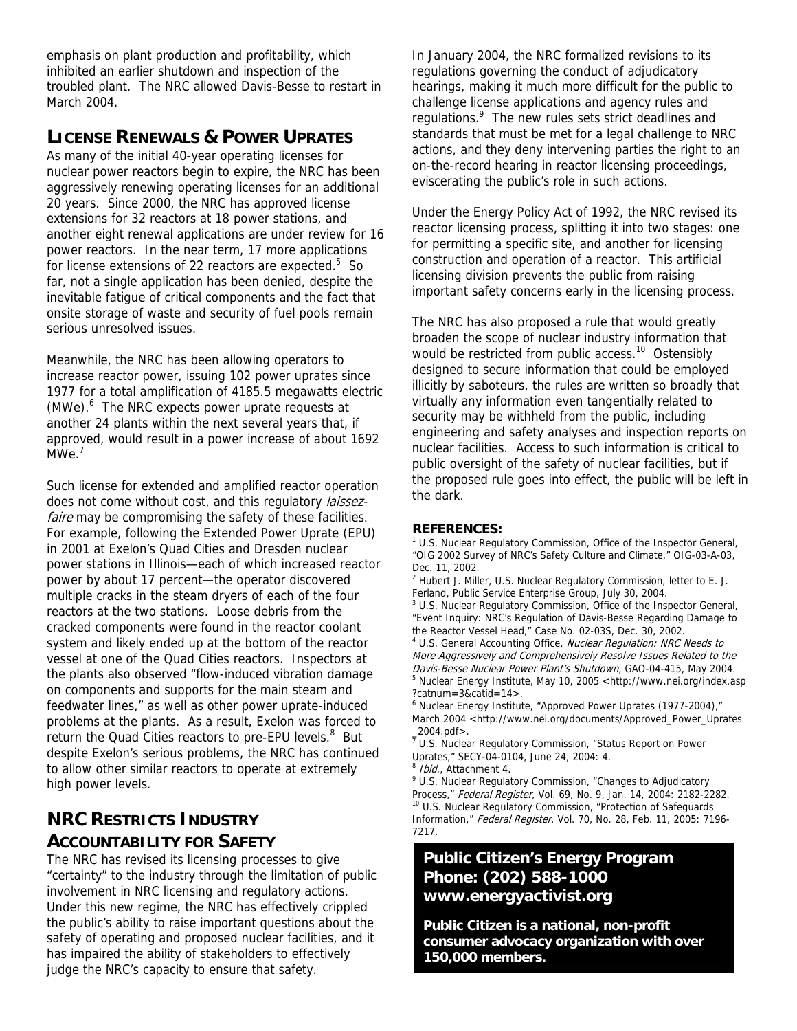emphasis on plant production and profitability, which inhibited an earlier shutdown and inspection of the troubled plant. The NRC allowed Davis-Besse to restart in March 2004.

## LICENSE RENEWALS & POWER UPRATES

As many of the initial 40-year operating licenses for nuclear power reactors begin to expire, the NRC has been aggressively renewing operating licenses for an additional 20 years. Since 2000, the NRC has approved license extensions for 32 reactors at 18 power stations, and another eight renewal applications are under review for 16 power reactors. In the near term, 17 more applications for license extensions of 22 reactors are expected.[5] So far, not a single application has been denied, despite the inevitable fatigue of critical components and the fact that onsite storage of waste and security of fuel pools remain serious unresolved issues.

Meanwhile, the NRC has been allowing operators to increase reactor power, issuing 102 power uprates since 1977 for a total amplification of 4185.5 megawatts electric (MWe).[6] The NRC expects power uprate requests at another 24 plants within the next several years that, if approved, would result in a power increase of about 1692 MWe.[7]

Such license for extended and amplified reactor operation does not come without cost, and this regulatory *laissez-faire* may be compromising the safety of these facilities. For example, following the Extended Power Uprate (EPU) in 2001 at Exelon's Quad Cities and Dresden nuclear power stations in Illinois—each of which increased reactor power by about 17 percent—the operator discovered multiple cracks in the steam dryers of each of the four reactors at the two stations. Loose debris from the cracked components were found in the reactor coolant system and likely ended up at the bottom of the reactor vessel at one of the Quad Cities reactors. Inspectors at the plants also observed "flow-induced vibration damage on components and supports for the main steam and feedwater lines," as well as other power uprate-induced problems at the plants. As a result, Exelon was forced to return the Quad Cities reactors to pre-EPU levels.[8] But despite Exelon's serious problems, the NRC has continued to allow other similar reactors to operate at extremely high power levels.

## NRC RESTRICTS INDUSTRY ACCOUNTABILITY FOR SAFETY

The NRC has revised its licensing processes to give "certainty" to the industry through the limitation of public involvement in NRC licensing and regulatory actions. Under this new regime, the NRC has effectively crippled the public's ability to raise important questions about the safety of operating and proposed nuclear facilities, and it has impaired the ability of stakeholders to effectively judge the NRC's capacity to ensure that safety.

In January 2004, the NRC formalized revisions to its regulations governing the conduct of adjudicatory hearings, making it much more difficult for the public to challenge license applications and agency rules and regulations.[9] The new rules sets strict deadlines and standards that must be met for a legal challenge to NRC actions, and they deny intervening parties the right to an on-the-record hearing in reactor licensing proceedings, eviscerating the public's role in such actions.

Under the Energy Policy Act of 1992, the NRC revised its reactor licensing process, splitting it into two stages: one for permitting a specific site, and another for licensing construction and operation of a reactor. This artificial licensing division prevents the public from raising important safety concerns early in the licensing process.

The NRC has also proposed a rule that would greatly broaden the scope of nuclear industry information that would be restricted from public access.[10] Ostensibly designed to secure information that could be employed illicitly by saboteurs, the rules are written so broadly that virtually any information even tangentially related to security may be withheld from the public, including engineering and safety analyses and inspection reports on nuclear facilities. Access to such information is critical to public oversight of the safety of nuclear facilities, but if the proposed rule goes into effect, the public will be left in the dark.

**REFERENCES:**

[1] U.S. Nuclear Regulatory Commission, Office of the Inspector General, "OIG 2002 Survey of NRC's Safety Culture and Climate," OIG-03-A-03, Dec. 11, 2002.

[2] Hubert J. Miller, U.S. Nuclear Regulatory Commission, letter to E. J. Ferland, Public Service Enterprise Group, July 30, 2004.

[3] U.S. Nuclear Regulatory Commission, Office of the Inspector General, "Event Inquiry: NRC's Regulation of Davis-Besse Regarding Damage to the Reactor Vessel Head," Case No. 02-03S, Dec. 30, 2002.

[4] U.S. General Accounting Office, *Nuclear Regulation: NRC Needs to More Aggressively and Comprehensively Resolve Issues Related to the Davis-Besse Nuclear Power Plant's Shutdown*, GAO-04-415, May 2004.

[5] Nuclear Energy Institute, May 10, 2005 <http://www.nei.org/index.asp?catnum=3&catid=14>.

[6] Nuclear Energy Institute, "Approved Power Uprates (1977-2004)," March 2004 <http://www.nei.org/documents/Approved_Power_Uprates_2004.pdf>.

[7] U.S. Nuclear Regulatory Commission, "Status Report on Power Uprates," SECY-04-0104, June 24, 2004: 4.

[8] *Ibid.*, Attachment 4.

[9] U.S. Nuclear Regulatory Commission, "Changes to Adjudicatory Process," *Federal Register*, Vol. 69, No. 9, Jan. 14, 2004: 2182-2282.

[10] U.S. Nuclear Regulatory Commission, "Protection of Safeguards Information," *Federal Register*, Vol. 70, No. 28, Feb. 11, 2005: 7196-7217.

**Public Citizen's Energy Program**
**Phone: (202) 588-1000**
**www.energyactivist.org**

**Public Citizen is a national, non-profit consumer advocacy organization with over 150,000 members.**